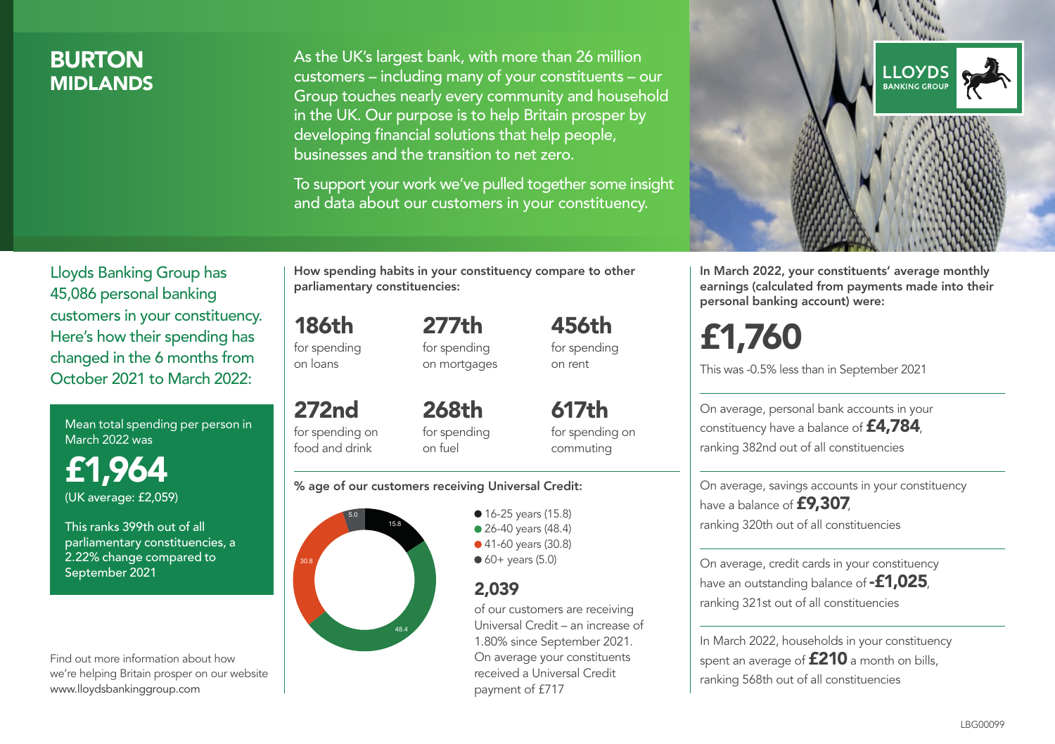# BURTON
## MIDLANDS

As the UK's largest bank, with more than 26 million customers – including many of your constituents – our Group touches nearly every community and household in the UK. Our purpose is to help Britain prosper by developing financial solutions that help people, businesses and the transition to net zero.

To support your work we've pulled together some insight and data about our customers in your constituency.

Lloyds Banking Group has 45,086 personal banking customers in your constituency. Here's how their spending has changed in the 6 months from October 2021 to March 2022:

Mean total spending per person in March 2022 was

**£1,964**
(UK average: £2,059)

This ranks 399th out of all parliamentary constituencies, a 2.22% change compared to September 2021

Find out more information about how we're helping Britain prosper on our website www.lloydsbankinggroup.com

**How spending habits in your constituency compare to other parliamentary constituencies:**

**186th** for spending on loans

**277th** for spending on mortgages

**456th** for spending on rent

**272nd** for spending on food and drink

**268th** for spending on fuel

**617th** for spending on commuting

**% age of our customers receiving Universal Credit:**

- 16-25 years (15.8)
- 26-40 years (48.4)
- 41-60 years (30.8)
- 60+ years (5.0)

**2,039** of our customers are receiving Universal Credit – an increase of 1.80% since September 2021. On average your constituents received a Universal Credit payment of £717

**In March 2022, your constituents' average monthly earnings (calculated from payments made into their personal banking account) were:**

**£1,760**

This was -0.5% less than in September 2021

On average, personal bank accounts in your constituency have a balance of **£4,784**, ranking 382nd out of all constituencies

On average, savings accounts in your constituency have a balance of **£9,307**, ranking 320th out of all constituencies

On average, credit cards in your constituency have an outstanding balance of **-£1,025**, ranking 321st out of all constituencies

In March 2022, households in your constituency spent an average of **£210** a month on bills, ranking 568th out of all constituencies

LBG00099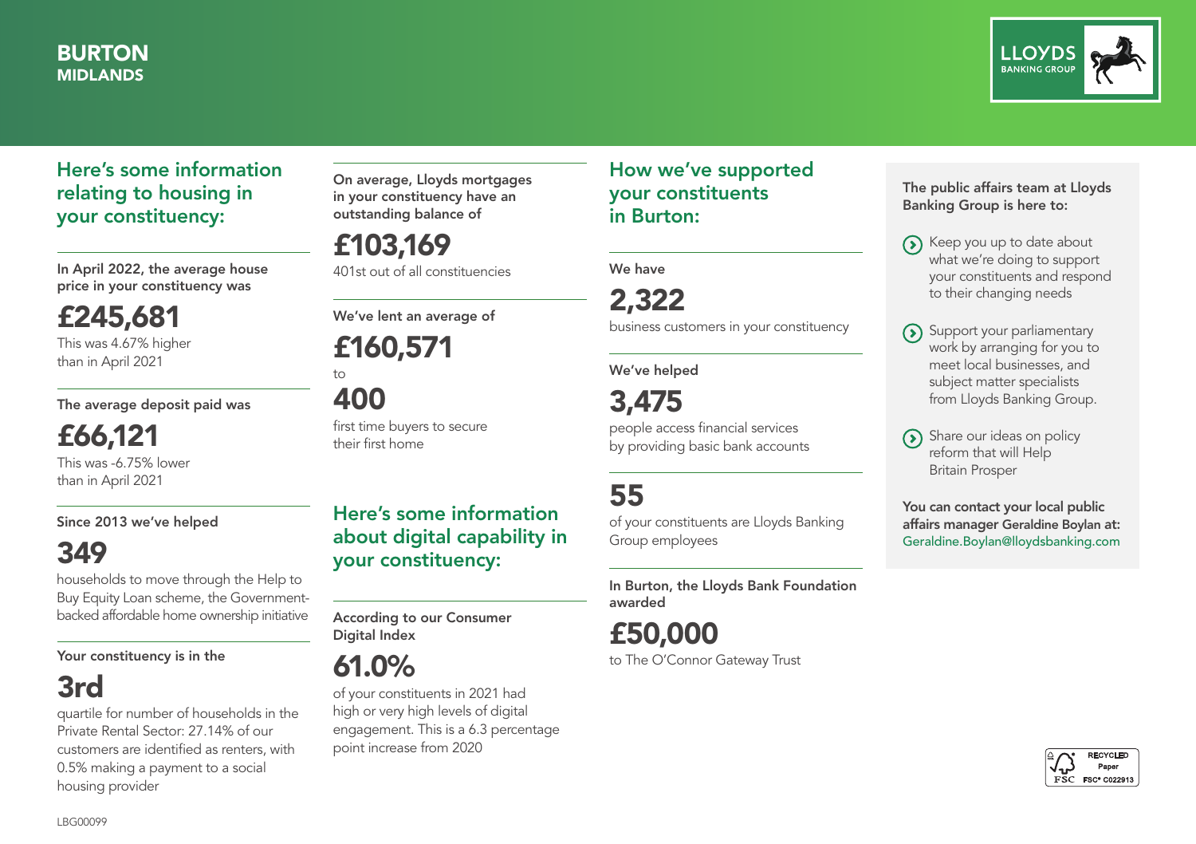# BURTON
## MIDLANDS

LLOYDS BANKING GROUP

## Here's some information relating to housing in your constituency:

In April 2022, the average house price in your constituency was

**£245,681**

This was 4.67% higher than in April 2021

The average deposit paid was

**£66,121**

This was -6.75% lower than in April 2021

Since 2013 we've helped

**349**

households to move through the Help to Buy Equity Loan scheme, the Government-backed affordable home ownership initiative

Your constituency is in the

**3rd**

quartile for number of households in the Private Rental Sector: 27.14% of our customers are identified as renters, with 0.5% making a payment to a social housing provider

On average, Lloyds mortgages in your constituency have an outstanding balance of

**£103,169**

401st out of all constituencies

We've lent an average of

**£160,571**

to

**400**

first time buyers to secure their first home

## Here's some information about digital capability in your constituency:

According to our Consumer Digital Index

**61.0%**

of your constituents in 2021 had high or very high levels of digital engagement. This is a 6.3 percentage point increase from 2020

## How we've supported your constituents in Burton:

We have

**2,322**

business customers in your constituency

We've helped

**3,475**

people access financial services by providing basic bank accounts

**55**

of your constituents are Lloyds Banking Group employees

In Burton, the Lloyds Bank Foundation awarded

**£50,000**

to The O'Connor Gateway Trust

The public affairs team at Lloyds Banking Group is here to:

- Keep you up to date about what we're doing to support your constituents and respond to their changing needs
- Support your parliamentary work by arranging for you to meet local businesses, and subject matter specialists from Lloyds Banking Group.
- Share our ideas on policy reform that will Help Britain Prosper

**You can contact your local public affairs manager Geraldine Boylan at:**
Geraldine.Boylan@lloydsbanking.com

RECYCLED Paper FSC® C022913

LBG00099